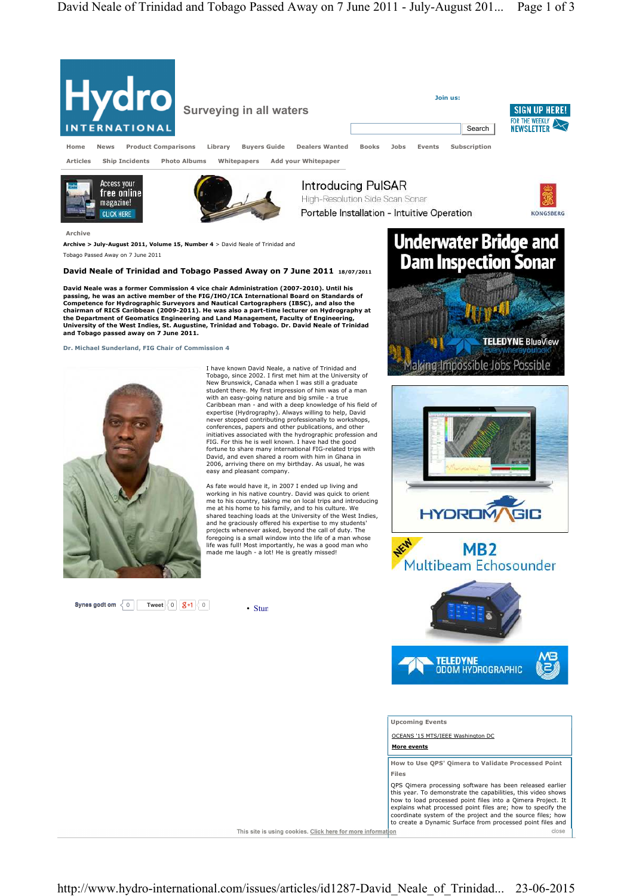Hydro INTERNATIONAL

Surveying in all waters

Join us:

SIGN UP HERE! FOR THE WEEKLY NEWSLETTER

Search

Home | News | Product Comparisons | Library | Buyers Guide | Dealers Wanted | Books | Jobs | Events | Subscription

Articles | Ship Incidents | Photo Albums | Whitepapers | Add your Whitepaper

Archive

**Archive > July-August 2011, Volume 15, Number 4** > David Neale of Trinidad and Tobago Passed Away on 7 June 2011

## David Neale of Trinidad and Tobago Passed Away on 7 June 2011 18/07/2011

**David Neale was a former Commission 4 vice chair Administration (2007-2010). Until his passing, he was an active member of the FIG/IHO/ICA International Board on Standards of Competence for Hydrographic Surveyors and Nautical Cartographers (IBSC), and also the chairman of RICS Caribbean (2009-2011). He was also a part-time lecturer on Hydrography at the Department of Geomatics Engineering and Land Management, Faculty of Engineering, University of the West Indies, St. Augustine, Trinidad and Tobago. Dr. David Neale of Trinidad and Tobago passed away on 7 June 2011.**

**Dr. Michael Sunderland, FIG Chair of Commission 4**

I have known David Neale, a native of Trinidad and Tobago, since 2002. I first met him at the University of New Brunswick, Canada when I was still a graduate student there. My first impression of him was of a man with an easy-going nature and big smile - a true Caribbean man - and with a deep knowledge of his field of expertise (Hydrography). Always willing to help, David never stopped contributing professionally to workshops, conferences, papers and other publications, and other initiatives associated with the hydrographic profession and FIG. For this he is well known. I have had the good fortune to share many international FIG-related trips with David, and even shared a room with him in Ghana in 2006, arriving there on my birthday. As usual, he was easy and pleasant company.

As fate would have it, in 2007 I ended up living and working in his native country. David was quick to orient me to his country, taking me on local trips and introducing me at his home to his family, and to his culture. We shared teaching loads at the University of the West Indies, and he graciously offered his expertise to my students' projects whenever asked, beyond the call of duty. The foregoing is a small window into the life of a man whose life was full! Most importantly, he was a good man who made me laugh - a lot! He is greatly missed!

Synes godt om 0 | Tweet 0 | g+1 0

- Stur

Upcoming Events

OCEANS '15 MTS/IEEE Washington DC

**More events**

How to Use QPS' Qimera to Validate Processed Point Files

QPS Qimera processing software has been released earlier this year. To demonstrate the capabilities, this video shows how to load processed point files into a Qimera Project. It explains what processed point files are; how to specify the coordinate system of the project and the source files; how to create a Dynamic Surface from processed point files and

This site is using cookies. Click here for more information close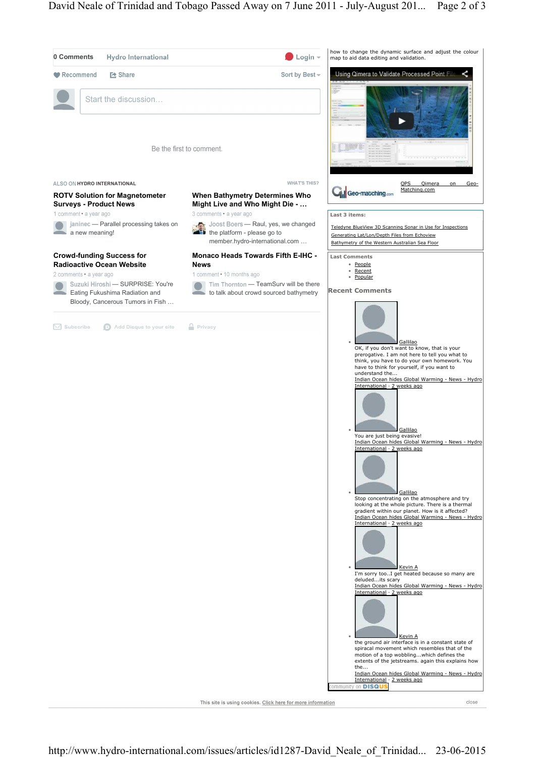0 Comments Hydro International Login

Recommend Share Sort by Best

Start the discussion...

Be the first to comment.

ALSO ON HYDRO INTERNATIONAL WHAT'S THIS?

**ROTV Solution for Magnetometer Surveys - Product News**

1 comment • a year ago

janinec — Parallel processing takes on a new meaning!

**When Bathymetry Determines Who Might Live and Who Might Die - ...**

3 comments • a year ago

Joost Boers — Raul, yes, we changed the platform - please go to member.hydro-international.com ...

**Crowd-funding Success for Radioactive Ocean Website**

2 comments • a year ago

Suzuki Hiroshi — SURPRISE: You're Eating Fukushima Radiation and Bloody, Cancerous Tumors in Fish ...

**Monaco Heads Towards Fifth E-IHC - News**

1 comment • 10 months ago

Tim Thornton — TeamSurv will be there to talk about crowd sourced bathymetry

Subscribe Add Disqus to your site Privacy

how to change the dynamic surface and adjust the colour map to aid data editing and validation.

Using Qimera to Validate Processed Point File

QPS Qimera on Geo-Matching.com

**Last 3 items:**

- Teledyne BlueView 3D Scanning Sonar in Use for Inspections
- Generating Lat/Lon/Depth Files from Echoview
- Bathymetry of the Western Australian Sea Floor

**Last Comments**

- People
- Recent
- Popular

**Recent Comments**

- Gallilao
  OK, if you don't want to know, that is your prerogative. I am not here to tell you what to think, you have to do your own homework. You have to think for yourself, if you want to understand the...
  Indian Ocean hides Global Warming - News - Hydro International · 2 weeks ago
- Gallilao
  You are just being evasive!
  Indian Ocean hides Global Warming - News - Hydro International · 2 weeks ago
- Gallilao
  Stop concentrating on the atmosphere and try looking at the whole picture. There is a thermal gradient within our planet. How is it affected?
  Indian Ocean hides Global Warming - News - Hydro International · 2 weeks ago
- Kevin A
  I'm sorry too..I get heated because so many are deluded...its scary
  Indian Ocean hides Global Warming - News - Hydro International · 2 weeks ago
- Kevin A
  the ground air interface is in a constant state of spiracal movement which resembles that of the motion of a top wobbling...which defines the extents of the jetstreams. again this explains how the...
  Indian Ocean hides Global Warming - News - Hydro International · 2 weeks ago

community on DISQUS

This site is using cookies. Click here for more information close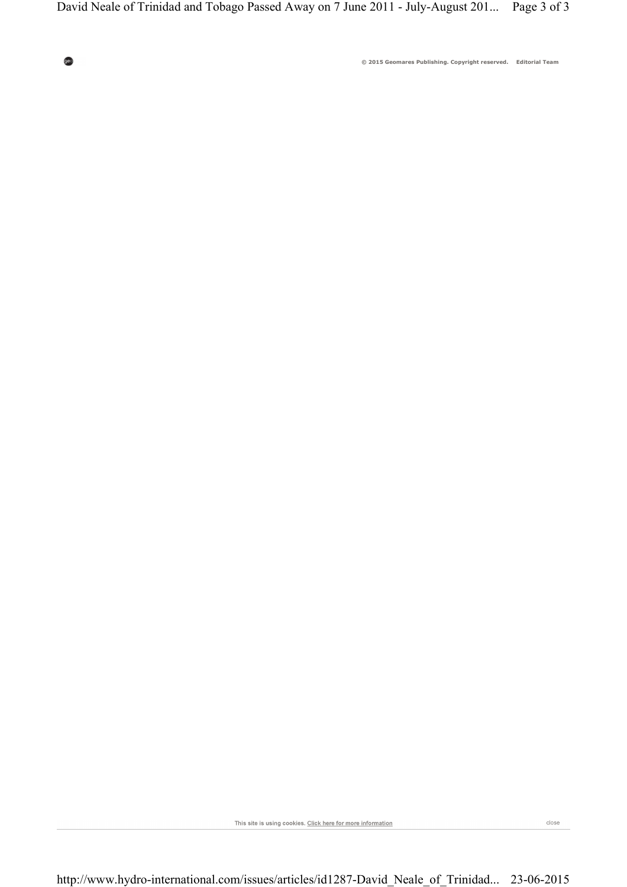© 2015 Geomares Publishing. Copyright reserved. Editorial Team

This site is using cookies. Click here for more information

close